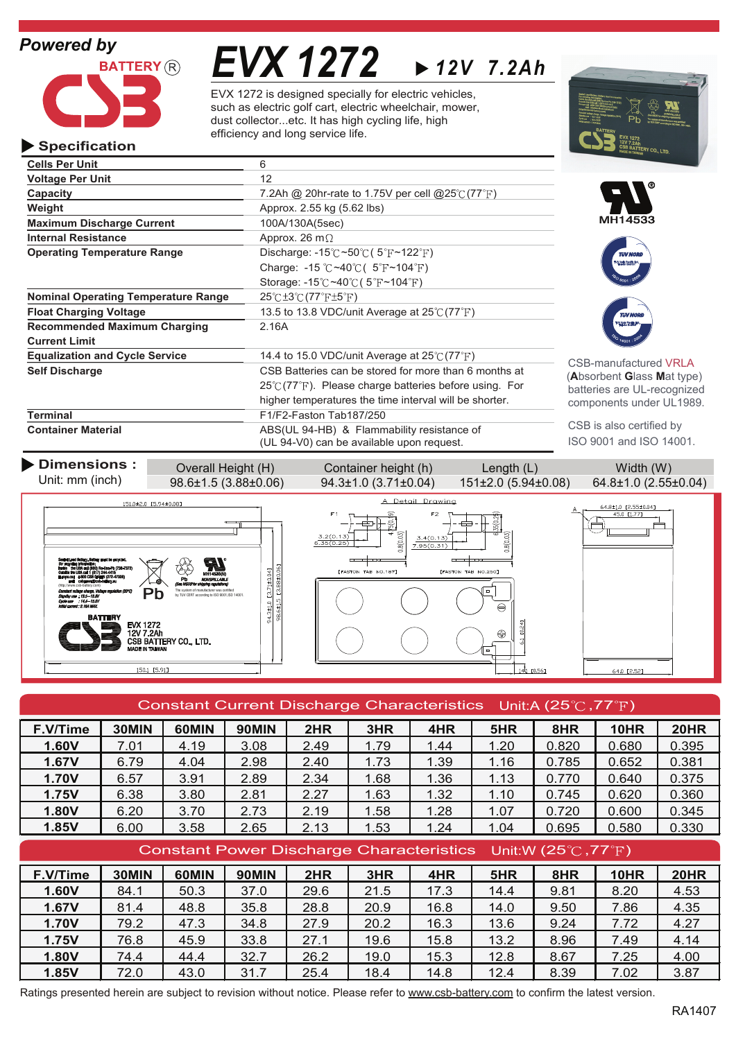Powered by

BATTERY ®

CSB

# EVX 1272 ▶ 12V 7.2Ah

EVX 1272 is designed specially for electric vehicles, such as electric golf cart, electric wheelchair, mower, dust collector...etc. It has high cycling life, high efficiency and long service life.

## ▶ Specification

| | |
|---|---|
| **Cells Per Unit** | 6 |
| **Voltage Per Unit** | 12 |
| **Capacity** | 7.2Ah @ 20hr-rate to 1.75V per cell @25℃(77°F) |
| **Weight** | Approx. 2.55 kg (5.62 lbs) |
| **Maximum Discharge Current** | 100A/130A(5sec) |
| **Internal Resistance** | Approx. 26 mΩ |
| **Operating Temperature Range** | Discharge: -15℃~50℃( 5°F~122°F)<br>Charge: -15 ℃~40℃( 5°F~104°F)<br>Storage: -15℃~40℃( 5°F~104°F) |
| **Nominal Operating Temperature Range** | 25℃±3℃(77°F±5°F) |
| **Float Charging Voltage** | 13.5 to 13.8 VDC/unit Average at 25℃(77°F) |
| **Recommended Maximum Charging Current Limit** | 2.16A |
| **Equalization and Cycle Service** | 14.4 to 15.0 VDC/unit Average at 25℃(77°F) |
| **Self Discharge** | CSB Batteries can be stored for more than 6 months at 25℃(77°F). Please charge batteries before using. For higher temperatures the time interval will be shorter. |
| **Terminal** | F1/F2-Faston Tab187/250 |
| **Container Material** | ABS(UL 94-HB) & Flammability resistance of (UL 94-V0) can be available upon request. |

MH14533

CSB-manufactured VRLA (**A**bsorbent **G**lass **M**at type) batteries are UL-recognized components under UL1989.

CSB is also certified by ISO 9001 and ISO 14001.

## ▶ Dimensions :

Unit: mm (inch)

| Overall Height (H) | Container height (h) | Length (L) | Width (W) |
|---|---|---|---|
| 98.6±1.5 (3.88±0.06) | 94.3±1.0 (3.71±0.04) | 151±2.0 (5.94±0.08) | 64.8±1.0 (2.55±0.04) |

## Constant Current Discharge Characteristics Unit:A (25℃,77°F)

| F.V/Time | 30MIN | 60MIN | 90MIN | 2HR | 3HR | 4HR | 5HR | 8HR | 10HR | 20HR |
|---|---|---|---|---|---|---|---|---|---|---|
| 1.60V | 7.01 | 4.19 | 3.08 | 2.49 | 1.79 | 1.44 | 1.20 | 0.820 | 0.680 | 0.395 |
| 1.67V | 6.79 | 4.04 | 2.98 | 2.40 | 1.73 | 1.39 | 1.16 | 0.785 | 0.652 | 0.381 |
| 1.70V | 6.57 | 3.91 | 2.89 | 2.34 | 1.68 | 1.36 | 1.13 | 0.770 | 0.640 | 0.375 |
| 1.75V | 6.38 | 3.80 | 2.81 | 2.27 | 1.63 | 1.32 | 1.10 | 0.745 | 0.620 | 0.360 |
| 1.80V | 6.20 | 3.70 | 2.73 | 2.19 | 1.58 | 1.28 | 1.07 | 0.720 | 0.600 | 0.345 |
| 1.85V | 6.00 | 3.58 | 2.65 | 2.13 | 1.53 | 1.24 | 1.04 | 0.695 | 0.580 | 0.330 |

## Constant Power Discharge Characteristics Unit:W (25℃,77°F)

| F.V/Time | 30MIN | 60MIN | 90MIN | 2HR | 3HR | 4HR | 5HR | 8HR | 10HR | 20HR |
|---|---|---|---|---|---|---|---|---|---|---|
| 1.60V | 84.1 | 50.3 | 37.0 | 29.6 | 21.5 | 17.3 | 14.4 | 9.81 | 8.20 | 4.53 |
| 1.67V | 81.4 | 48.8 | 35.8 | 28.8 | 20.9 | 16.8 | 14.0 | 9.50 | 7.86 | 4.35 |
| 1.70V | 79.2 | 47.3 | 34.8 | 27.9 | 20.2 | 16.3 | 13.6 | 9.24 | 7.72 | 4.27 |
| 1.75V | 76.8 | 45.9 | 33.8 | 27.1 | 19.6 | 15.8 | 13.2 | 8.96 | 7.49 | 4.14 |
| 1.80V | 74.4 | 44.4 | 32.7 | 26.2 | 19.0 | 15.3 | 12.8 | 8.67 | 7.25 | 4.00 |
| 1.85V | 72.0 | 43.0 | 31.7 | 25.4 | 18.4 | 14.8 | 12.4 | 8.39 | 7.02 | 3.87 |

Ratings presented herein are subject to revision without notice. Please refer to www.csb-battery.com to confirm the latest version.

RA1407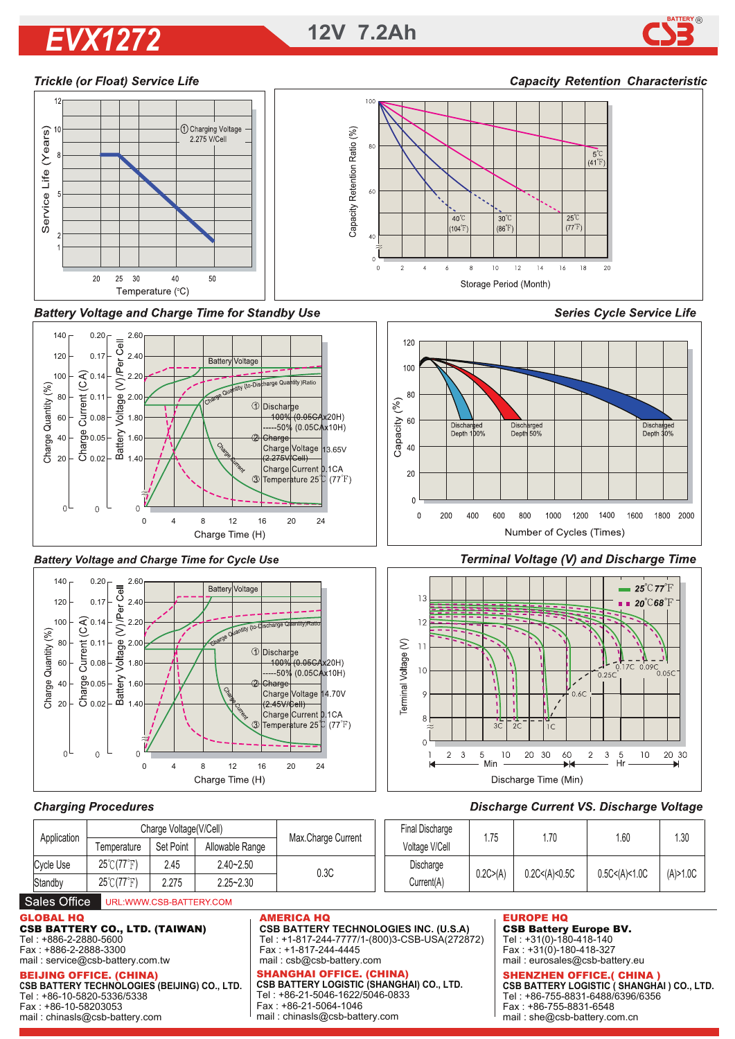# EVX1272

12V 7.2Ah

CSB BATTERY

## Trickle (or Float) Service Life

12
10
8
5
2
1
Service Life (Years)
① Charging Voltage
2.275 V/Cell
20 25 30 40 50
Temperature (°C)

## Capacity Retention Characteristic

100
80
60
40
0
Capacity Retention Ratio (%)
5℃ (41℉)
40℃ (104℉)
30℃ (86℉)
25℃ (77℉)
0 2 4 6 8 10 12 14 16 18 20
Storage Period (Month)

## Battery Voltage and Charge Time for Standby Use

Charge Quantity (%): 140 120 100 80 60 40 20 0
Charge Current (CA): 0.20 0.17 0.14 0.11 0.08 0.05 0.02 0
Battery Voltage (V)/Per Cell: 2.60 2.40 2.20 2.00 1.80 1.60 1.40 0
Battery Voltage
Charge Quantity (to-Discharge Quantity)Ratio
Charge Current
① Discharge
100% (0.05CAx20H)
-----50% (0.05CAx10H)
② Charge
Charge Voltage 13.65V
(2.275V/Cell)
Charge Current 0.1CA
③ Temperature 25℃ (77℉)
0 4 8 12 16 20 24
Charge Time (H)

## Series Cycle Service Life

120
100
80
60
40
20
0
Capacity (%)
Discharged Depth 100%
Discharged Depth 50%
Discharged Depth 30%
0 200 400 600 800 1000 1200 1400 1600 1800 2000
Number of Cycles (Times)

## Battery Voltage and Charge Time for Cycle Use

Charge Quantity (%): 140 120 100 80 60 40 20 0
Charge Current (CA): 0.20 0.17 0.14 0.11 0.08 0.05 0.02 0
Battery Voltage (V)/Per Cell: 2.60 2.40 2.20 2.00 1.80 1.60 1.40 0
Battery Voltage
Charge Quantity (to-Discharge Quantity)Ratio
Charge Current
① Discharge
100% (0.05CAx20H)
-----50% (0.05CAx10H)
② Charge
Charge Voltage 14.70V
(2.45V/Cell)
Charge Current 0.1CA
③ Temperature 25℃ (77℉)
0 4 8 12 16 20 24
Charge Time (H)

## Terminal Voltage (V) and Discharge Time

25℃77℉
20℃68℉
13
12
11
10
9
8
0
Terminal Voltage (V)
3C 2C 1C 0.6C 0.25C 0.17C 0.09C 0.05C
1 2 3 5 10 20 30 60 2 3 5 10 20 30
Min Hr
Discharge Time (Min)

## Charging Procedures

| Application | Charge Voltage(V/Cell) | | | Max.Charge Current |
|---|---|---|---|---|
| | Temperature | Set Point | Allowable Range | |
| Cycle Use | 25℃(77℉) | 2.45 | 2.40~2.50 | 0.3C |
| Standby | 25℃(77℉) | 2.275 | 2.25~2.30 | |

## Discharge Current VS. Discharge Voltage

| Final Discharge Voltage V/Cell | 1.75 | 1.70 | 1.60 | 1.30 |
|---|---|---|---|---|
| Discharge Current(A) | 0.2C>(A) | 0.2C<(A)<0.5C | 0.5C<(A)<1.0C | (A)>1.0C |

Sales Office URL:WWW.CSB-BATTERY.COM

**GLOBAL HQ**
**CSB BATTERY CO., LTD. (TAIWAN)**
Tel : +886-2-2880-5600
Fax : +886-2-2888-3300
mail : service@csb-battery.com.tw

**AMERICA HQ**
**CSB BATTERY TECHNOLOGIES INC. (U.S.A)**
Tel : +1-817-244-7777/1-(800)3-CSB-USA(272872)
Fax : +1-817-244-4445
mail : csb@csb-battery.com

**EUROPE HQ**
**CSB Battery Europe BV.**
Tel : +31(0)-180-418-140
Fax : +31(0)-180-418-327
mail : eurosales@csb-battery.eu

**BEIJING OFFICE. (CHINA)**
**CSB BATTERY TECHNOLOGIES (BEIJING) CO., LTD.**
Tel : +86-10-5820-5336/5338
Fax : +86-10-58203053
mail : chinasls@csb-battery.com

**SHANGHAI OFFICE. (CHINA)**
**CSB BATTERY LOGISTIC (SHANGHAI) CO., LTD.**
Tel : +86-21-5046-1622/5046-0833
Fax : +86-21-5064-1046
mail : chinasls@csb-battery.com

**SHENZHEN OFFICE.( CHINA )**
**CSB BATTERY LOGISTIC ( SHANGHAI ) CO., LTD.**
Tel : +86-755-8831-6488/6396/6356
Fax : +86-755-8831-6548
mail : she@csb-battery.com.cn